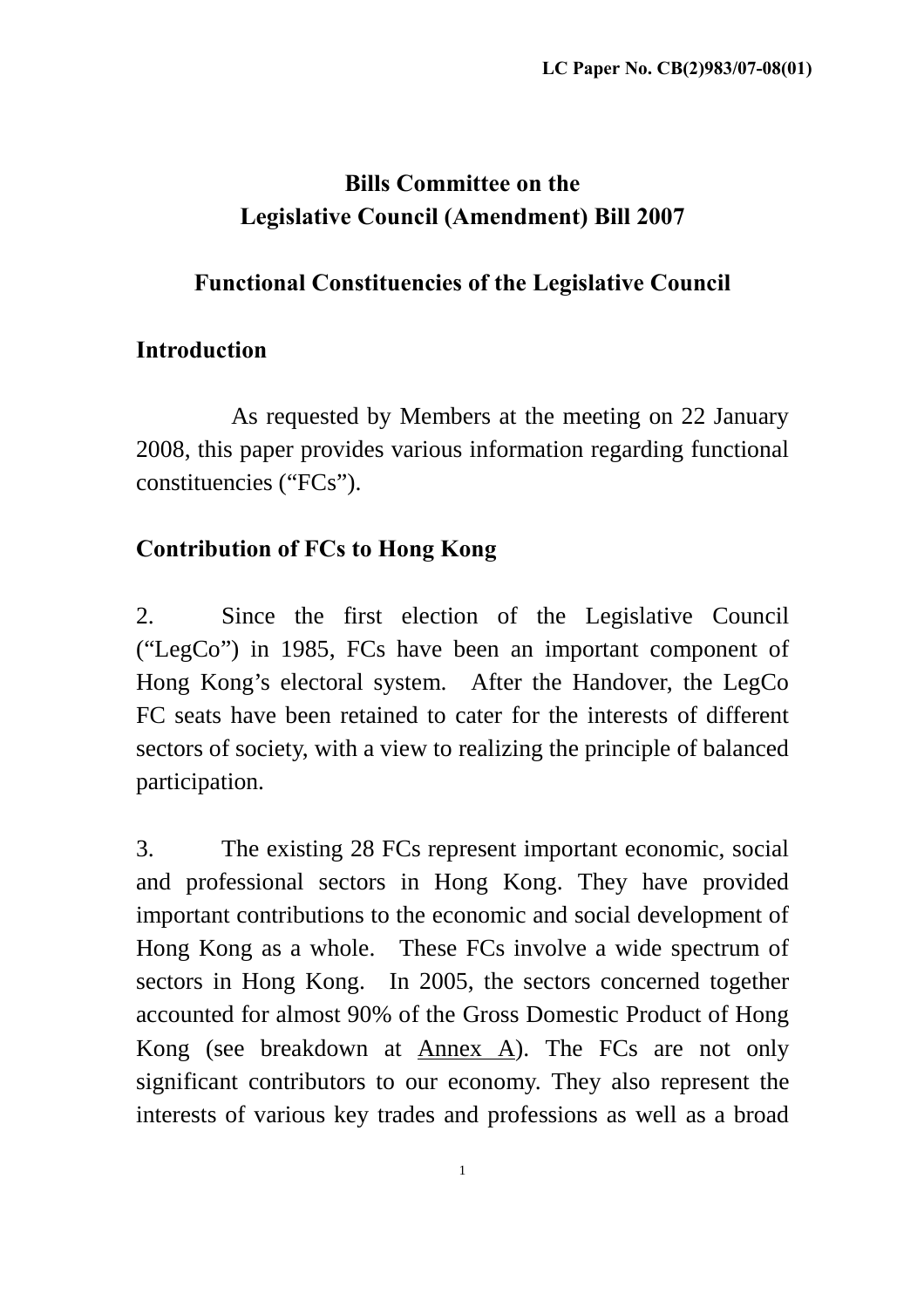LC Paper No. CB(2)983/07-08(01)

# Bills Committee on the Legislative Council (Amendment) Bill 2007

## Functional Constituencies of the Legislative Council

### Introduction

As requested by Members at the meeting on 22 January 2008, this paper provides various information regarding functional constituencies ("FCs").

### Contribution of FCs to Hong Kong

2. Since the first election of the Legislative Council ("LegCo") in 1985, FCs have been an important component of Hong Kong's electoral system. After the Handover, the LegCo FC seats have been retained to cater for the interests of different sectors of society, with a view to realizing the principle of balanced participation.

3. The existing 28 FCs represent important economic, social and professional sectors in Hong Kong. They have provided important contributions to the economic and social development of Hong Kong as a whole. These FCs involve a wide spectrum of sectors in Hong Kong. In 2005, the sectors concerned together accounted for almost 90% of the Gross Domestic Product of Hong Kong (see breakdown at Annex A). The FCs are not only significant contributors to our economy. They also represent the interests of various key trades and professions as well as a broad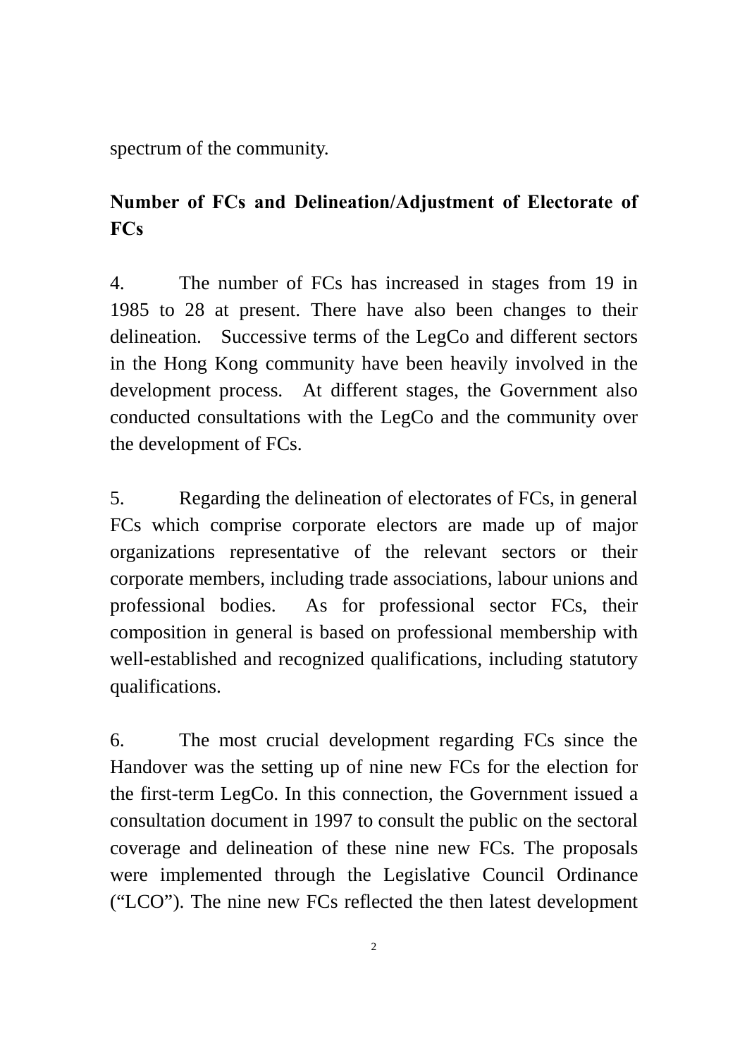spectrum of the community.

## Number of FCs and Delineation/Adjustment of Electorate of FCs

4. The number of FCs has increased in stages from 19 in 1985 to 28 at present. There have also been changes to their delineation. Successive terms of the LegCo and different sectors in the Hong Kong community have been heavily involved in the development process. At different stages, the Government also conducted consultations with the LegCo and the community over the development of FCs.

5. Regarding the delineation of electorates of FCs, in general FCs which comprise corporate electors are made up of major organizations representative of the relevant sectors or their corporate members, including trade associations, labour unions and professional bodies. As for professional sector FCs, their composition in general is based on professional membership with well-established and recognized qualifications, including statutory qualifications.

6. The most crucial development regarding FCs since the Handover was the setting up of nine new FCs for the election for the first-term LegCo. In this connection, the Government issued a consultation document in 1997 to consult the public on the sectoral coverage and delineation of these nine new FCs. The proposals were implemented through the Legislative Council Ordinance ("LCO"). The nine new FCs reflected the then latest development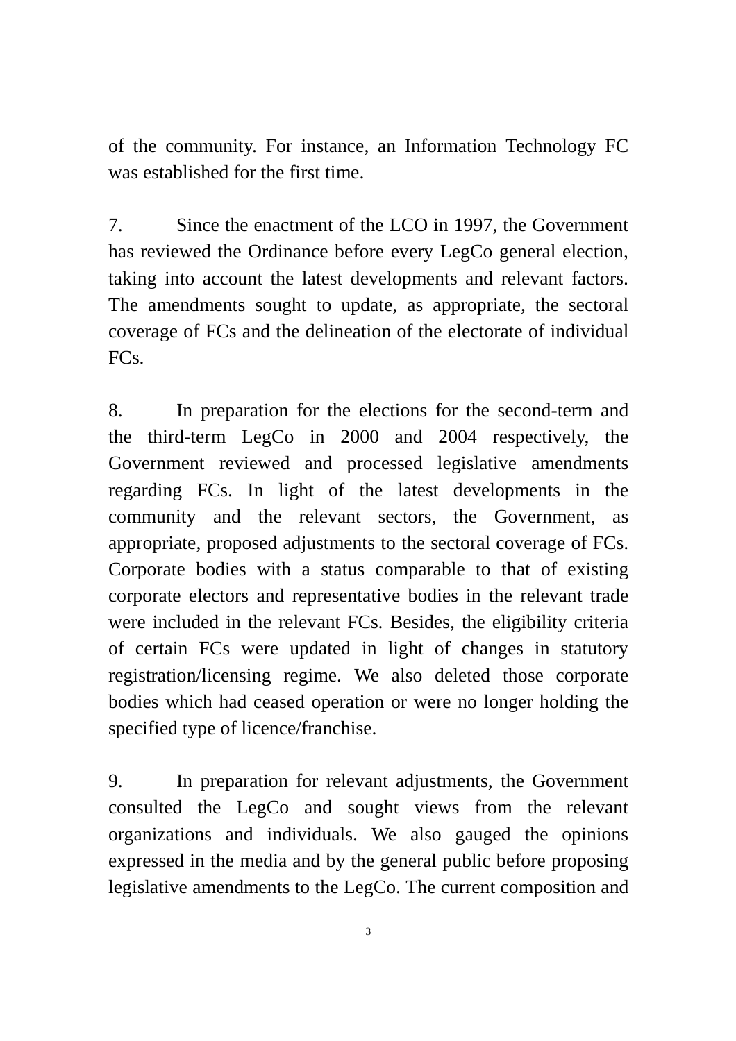of the community. For instance, an Information Technology FC was established for the first time.

7. Since the enactment of the LCO in 1997, the Government has reviewed the Ordinance before every LegCo general election, taking into account the latest developments and relevant factors. The amendments sought to update, as appropriate, the sectoral coverage of FCs and the delineation of the electorate of individual FCs.

8. In preparation for the elections for the second-term and the third-term LegCo in 2000 and 2004 respectively, the Government reviewed and processed legislative amendments regarding FCs. In light of the latest developments in the community and the relevant sectors, the Government, as appropriate, proposed adjustments to the sectoral coverage of FCs. Corporate bodies with a status comparable to that of existing corporate electors and representative bodies in the relevant trade were included in the relevant FCs. Besides, the eligibility criteria of certain FCs were updated in light of changes in statutory registration/licensing regime. We also deleted those corporate bodies which had ceased operation or were no longer holding the specified type of licence/franchise.

9. In preparation for relevant adjustments, the Government consulted the LegCo and sought views from the relevant organizations and individuals. We also gauged the opinions expressed in the media and by the general public before proposing legislative amendments to the LegCo. The current composition and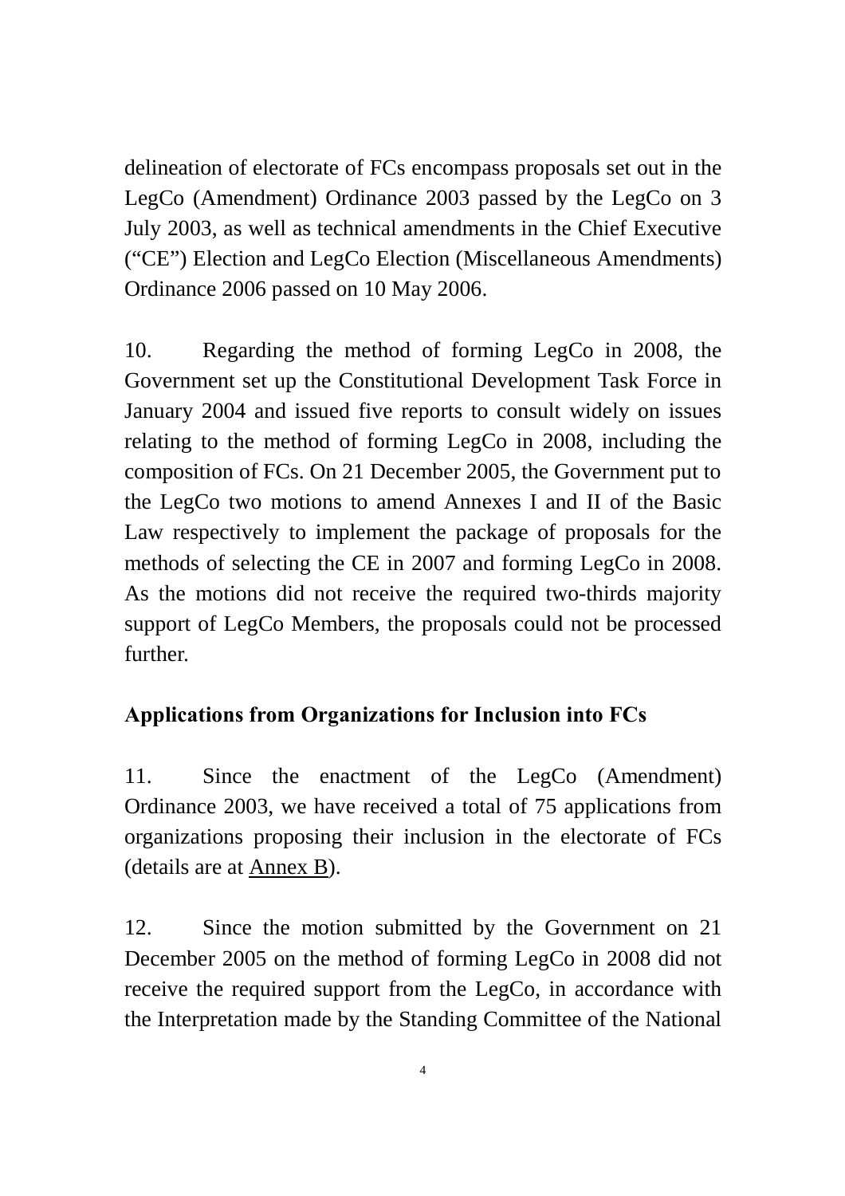delineation of electorate of FCs encompass proposals set out in the LegCo (Amendment) Ordinance 2003 passed by the LegCo on 3 July 2003, as well as technical amendments in the Chief Executive ("CE") Election and LegCo Election (Miscellaneous Amendments) Ordinance 2006 passed on 10 May 2006.

10. Regarding the method of forming LegCo in 2008, the Government set up the Constitutional Development Task Force in January 2004 and issued five reports to consult widely on issues relating to the method of forming LegCo in 2008, including the composition of FCs. On 21 December 2005, the Government put to the LegCo two motions to amend Annexes I and II of the Basic Law respectively to implement the package of proposals for the methods of selecting the CE in 2007 and forming LegCo in 2008. As the motions did not receive the required two-thirds majority support of LegCo Members, the proposals could not be processed further.

### Applications from Organizations for Inclusion into FCs

11. Since the enactment of the LegCo (Amendment) Ordinance 2003, we have received a total of 75 applications from organizations proposing their inclusion in the electorate of FCs (details are at <u>Annex B</u>).

12. Since the motion submitted by the Government on 21 December 2005 on the method of forming LegCo in 2008 did not receive the required support from the LegCo, in accordance with the Interpretation made by the Standing Committee of the National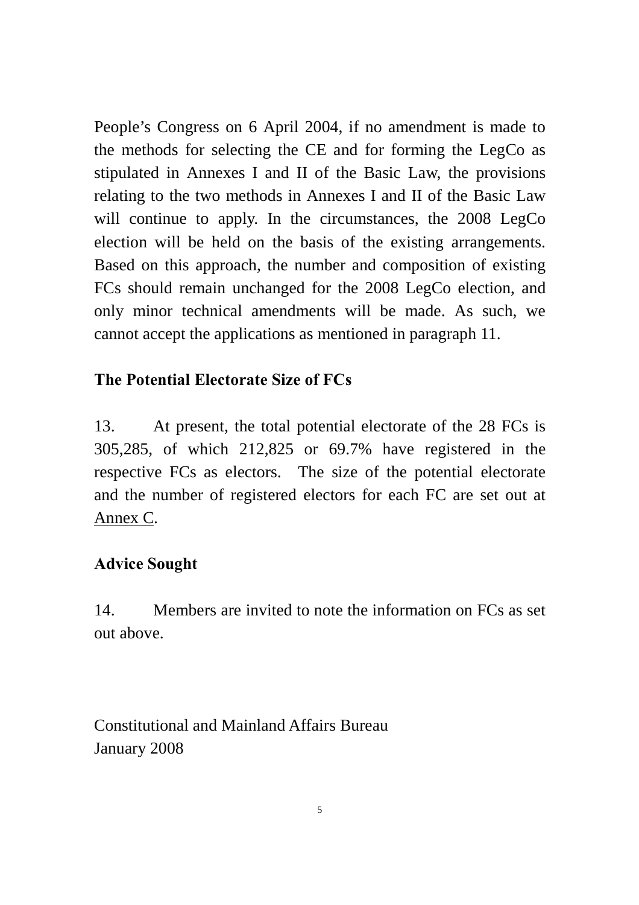People's Congress on 6 April 2004, if no amendment is made to the methods for selecting the CE and for forming the LegCo as stipulated in Annexes I and II of the Basic Law, the provisions relating to the two methods in Annexes I and II of the Basic Law will continue to apply. In the circumstances, the 2008 LegCo election will be held on the basis of the existing arrangements. Based on this approach, the number and composition of existing FCs should remain unchanged for the 2008 LegCo election, and only minor technical amendments will be made. As such, we cannot accept the applications as mentioned in paragraph 11.

## The Potential Electorate Size of FCs

13. At present, the total potential electorate of the 28 FCs is 305,285, of which 212,825 or 69.7% have registered in the respective FCs as electors. The size of the potential electorate and the number of registered electors for each FC are set out at Annex C.

## Advice Sought

14. Members are invited to note the information on FCs as set out above.

Constitutional and Mainland Affairs Bureau
January 2008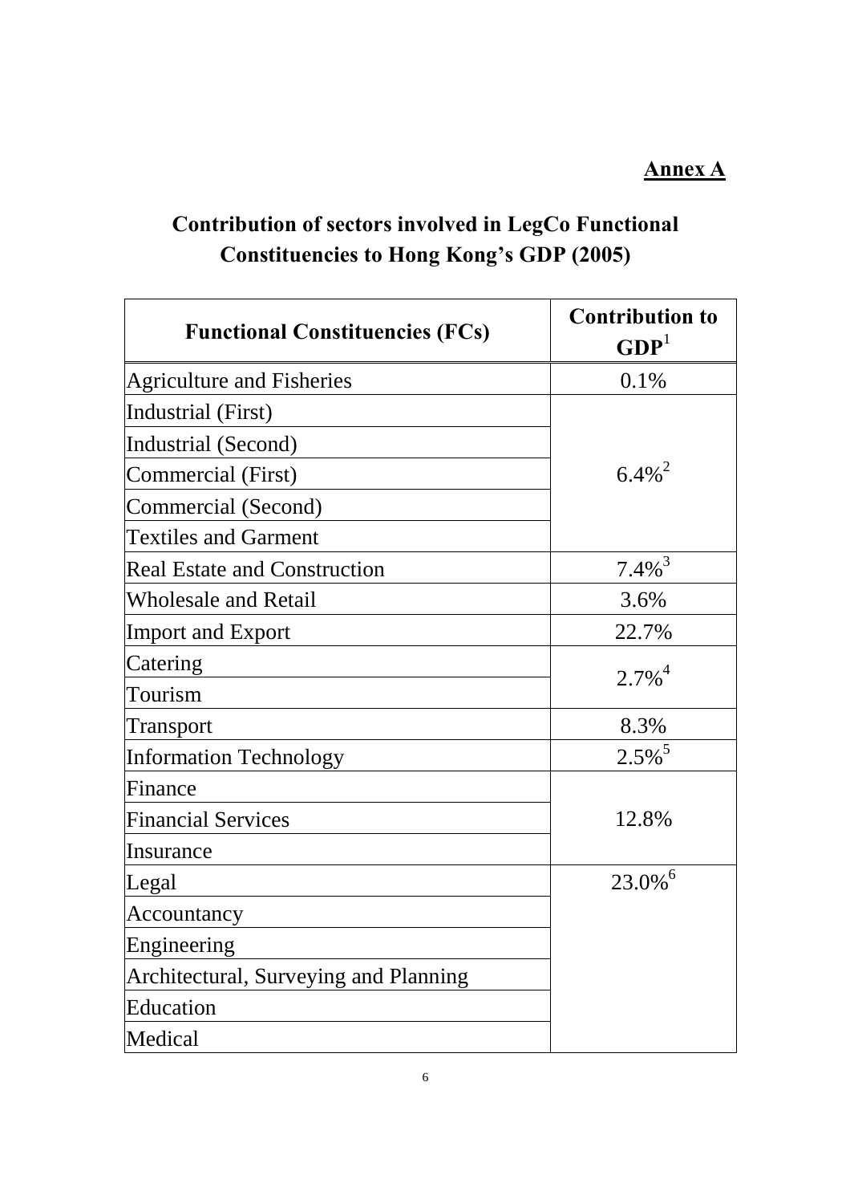**Annex A**

# Contribution of sectors involved in LegCo Functional Constituencies to Hong Kong's GDP (2005)

| Functional Constituencies (FCs) | Contribution to GDP[1] |
|---|---|
| Agriculture and Fisheries | 0.1% |
| Industrial (First) | 6.4%[2] |
| Industrial (Second) | |
| Commercial (First) | |
| Commercial (Second) | |
| Textiles and Garment | |
| Real Estate and Construction | 7.4%[3] |
| Wholesale and Retail | 3.6% |
| Import and Export | 22.7% |
| Catering | 2.7%[4] |
| Tourism | |
| Transport | 8.3% |
| Information Technology | 2.5%[5] |
| Finance | 12.8% |
| Financial Services | |
| Insurance | |
| Legal | 23.0%[6] |
| Accountancy | |
| Engineering | |
| Architectural, Surveying and Planning | |
| Education | |
| Medical | |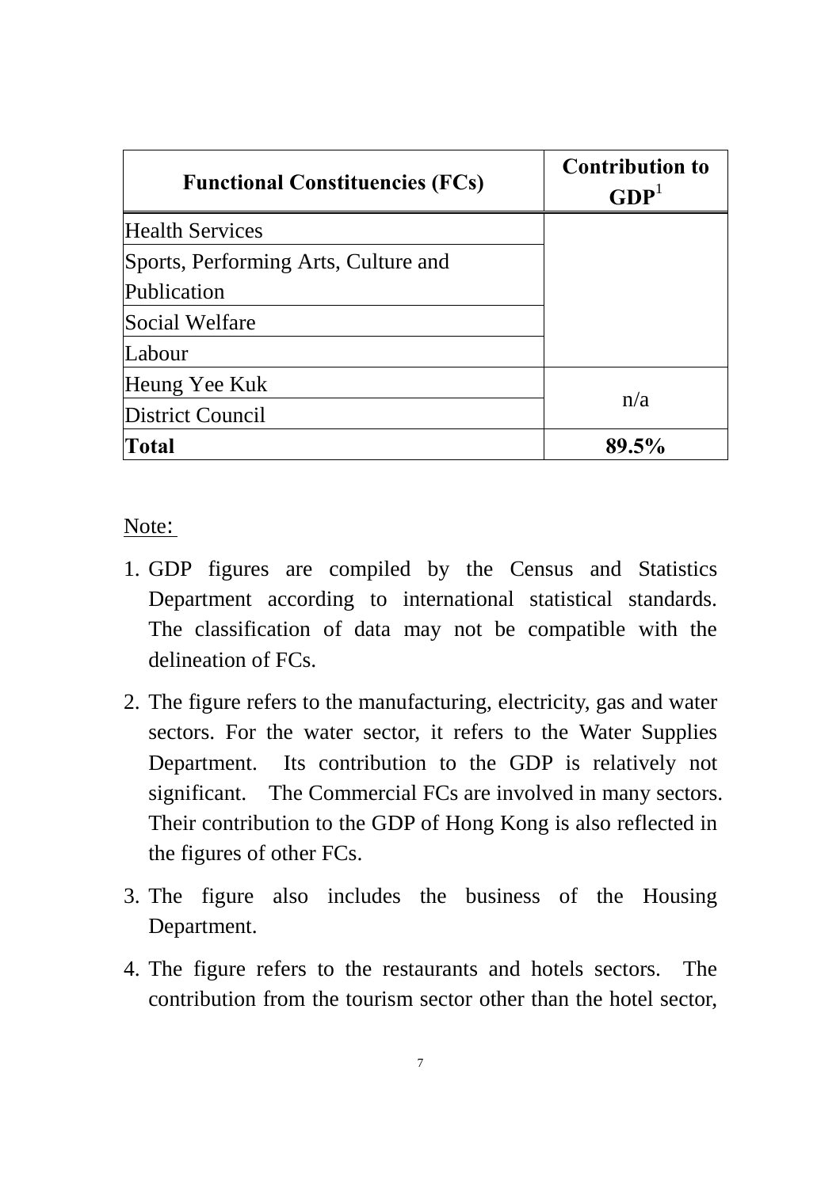| Functional Constituencies (FCs) | Contribution to GDP[1] |
|---|---|
| Health Services | |
| Sports, Performing Arts, Culture and Publication | |
| Social Welfare | |
| Labour | |
| Heung Yee Kuk | n/a |
| District Council | |
| **Total** | **89.5%** |

Note:

1. GDP figures are compiled by the Census and Statistics Department according to international statistical standards. The classification of data may not be compatible with the delineation of FCs.
2. The figure refers to the manufacturing, electricity, gas and water sectors. For the water sector, it refers to the Water Supplies Department. Its contribution to the GDP is relatively not significant. The Commercial FCs are involved in many sectors. Their contribution to the GDP of Hong Kong is also reflected in the figures of other FCs.
3. The figure also includes the business of the Housing Department.
4. The figure refers to the restaurants and hotels sectors. The contribution from the tourism sector other than the hotel sector,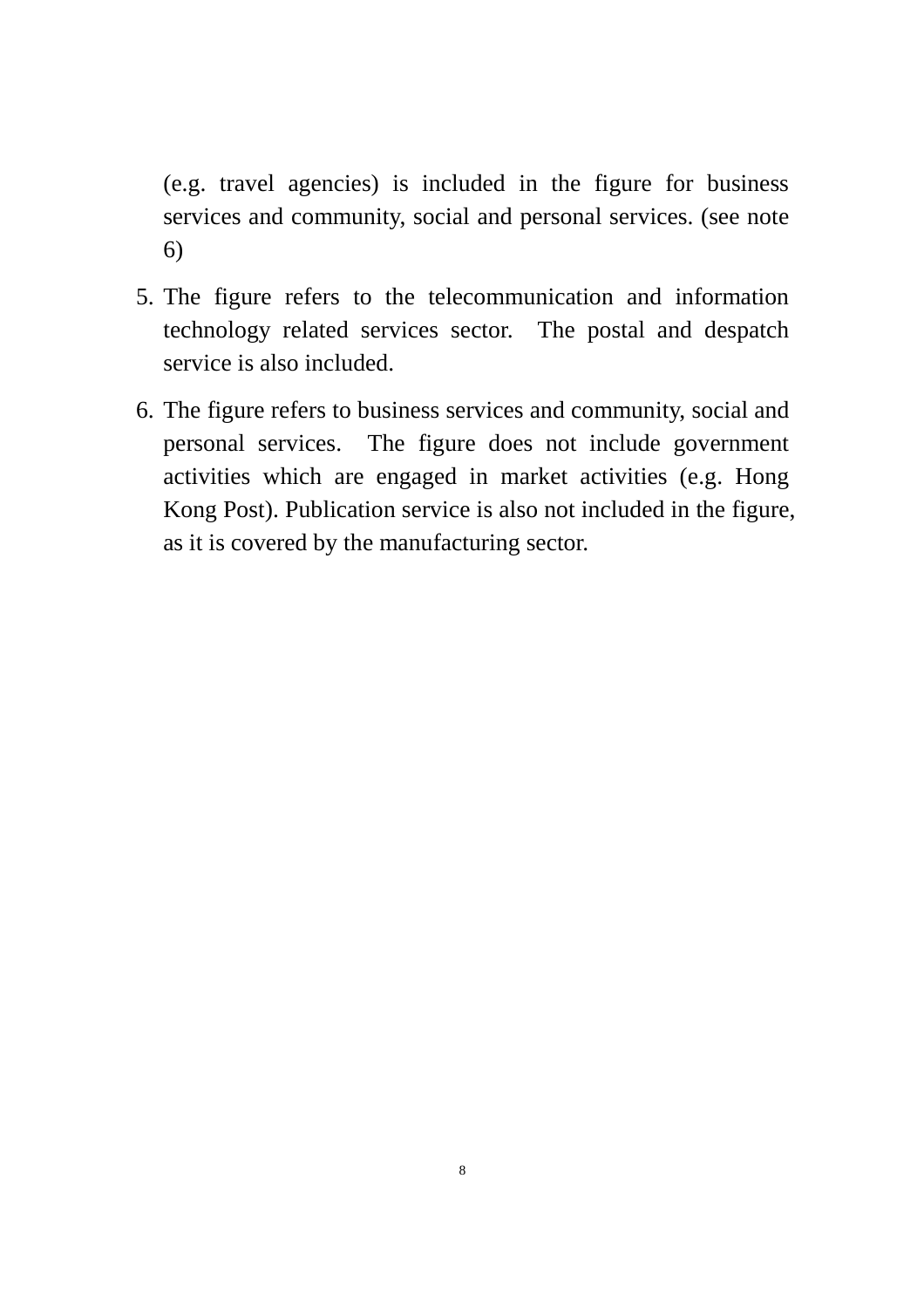(e.g. travel agencies) is included in the figure for business services and community, social and personal services. (see note 6)

5. The figure refers to the telecommunication and information technology related services sector. The postal and despatch service is also included.
6. The figure refers to business services and community, social and personal services. The figure does not include government activities which are engaged in market activities (e.g. Hong Kong Post). Publication service is also not included in the figure, as it is covered by the manufacturing sector.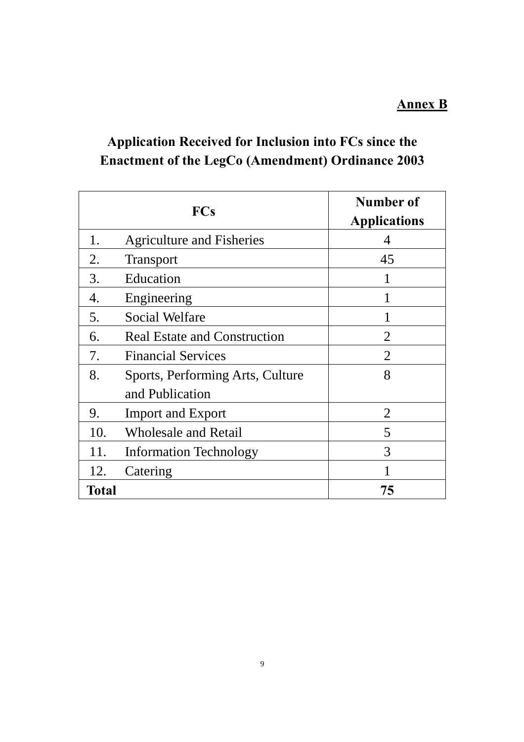**Annex B**

## Application Received for Inclusion into FCs since the Enactment of the LegCo (Amendment) Ordinance 2003

| FCs | Number of Applications |
|---|---|
| 1. Agriculture and Fisheries | 4 |
| 2. Transport | 45 |
| 3. Education | 1 |
| 4. Engineering | 1 |
| 5. Social Welfare | 1 |
| 6. Real Estate and Construction | 2 |
| 7. Financial Services | 2 |
| 8. Sports, Performing Arts, Culture and Publication | 8 |
| 9. Import and Export | 2 |
| 10. Wholesale and Retail | 5 |
| 11. Information Technology | 3 |
| 12. Catering | 1 |
| **Total** | **75** |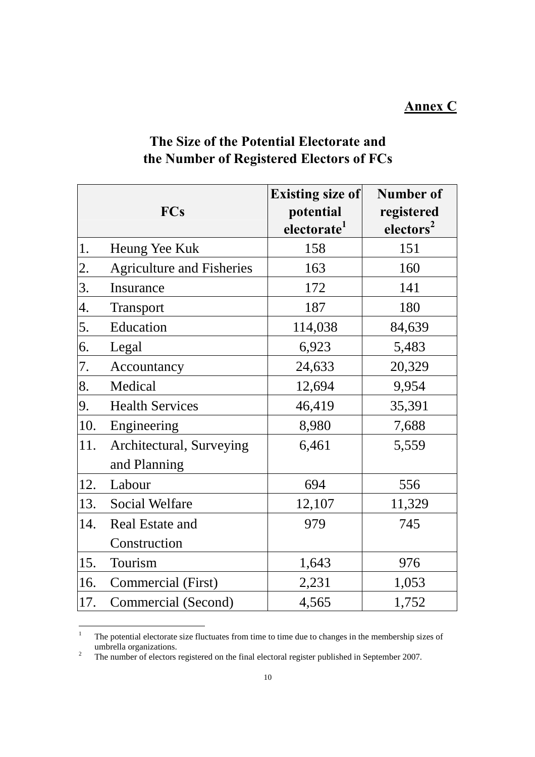**Annex C**

## The Size of the Potential Electorate and the Number of Registered Electors of FCs

| FCs | | Existing size of potential electorate[1] | Number of registered electors[2] |
|---|---|---|---|
| 1. | Heung Yee Kuk | 158 | 151 |
| 2. | Agriculture and Fisheries | 163 | 160 |
| 3. | Insurance | 172 | 141 |
| 4. | Transport | 187 | 180 |
| 5. | Education | 114,038 | 84,639 |
| 6. | Legal | 6,923 | 5,483 |
| 7. | Accountancy | 24,633 | 20,329 |
| 8. | Medical | 12,694 | 9,954 |
| 9. | Health Services | 46,419 | 35,391 |
| 10. | Engineering | 8,980 | 7,688 |
| 11. | Architectural, Surveying and Planning | 6,461 | 5,559 |
| 12. | Labour | 694 | 556 |
| 13. | Social Welfare | 12,107 | 11,329 |
| 14. | Real Estate and Construction | 979 | 745 |
| 15. | Tourism | 1,643 | 976 |
| 16. | Commercial (First) | 2,231 | 1,053 |
| 17. | Commercial (Second) | 4,565 | 1,752 |

[1] The potential electorate size fluctuates from time to time due to changes in the membership sizes of umbrella organizations.

[2] The number of electors registered on the final electoral register published in September 2007.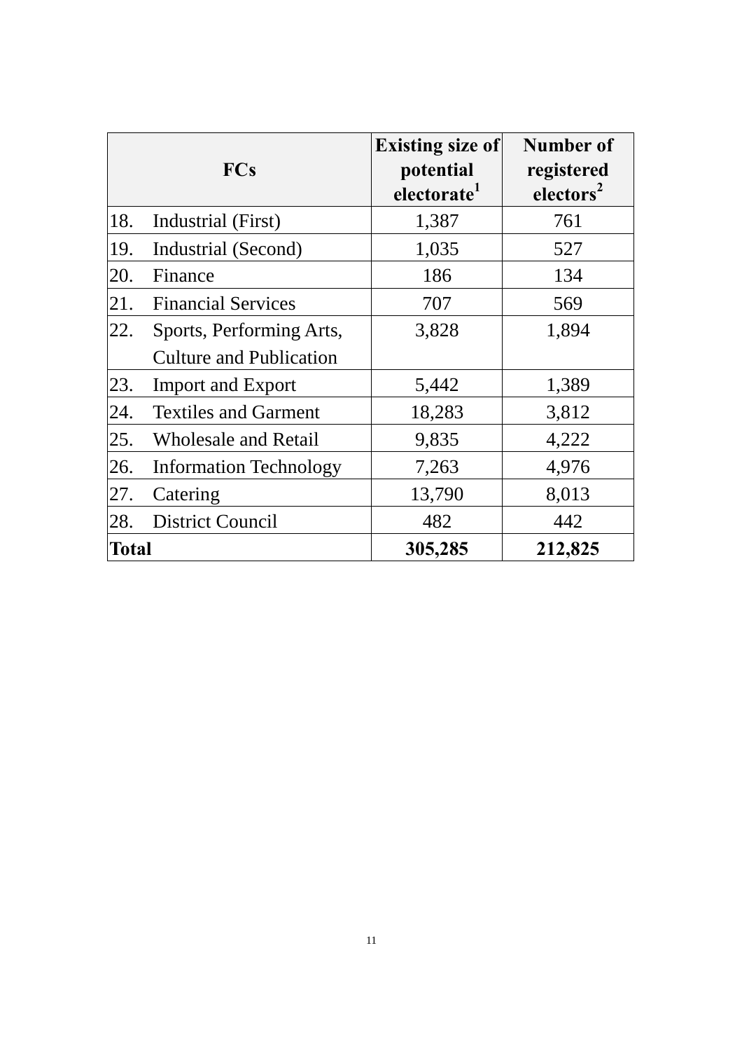| FCs | Existing size of potential electorate[1] | Number of registered electors[2] |
|---|---|---|
| 18. Industrial (First) | 1,387 | 761 |
| 19. Industrial (Second) | 1,035 | 527 |
| 20. Finance | 186 | 134 |
| 21. Financial Services | 707 | 569 |
| 22. Sports, Performing Arts, Culture and Publication | 3,828 | 1,894 |
| 23. Import and Export | 5,442 | 1,389 |
| 24. Textiles and Garment | 18,283 | 3,812 |
| 25. Wholesale and Retail | 9,835 | 4,222 |
| 26. Information Technology | 7,263 | 4,976 |
| 27. Catering | 13,790 | 8,013 |
| 28. District Council | 482 | 442 |
| **Total** | **305,285** | **212,825** |